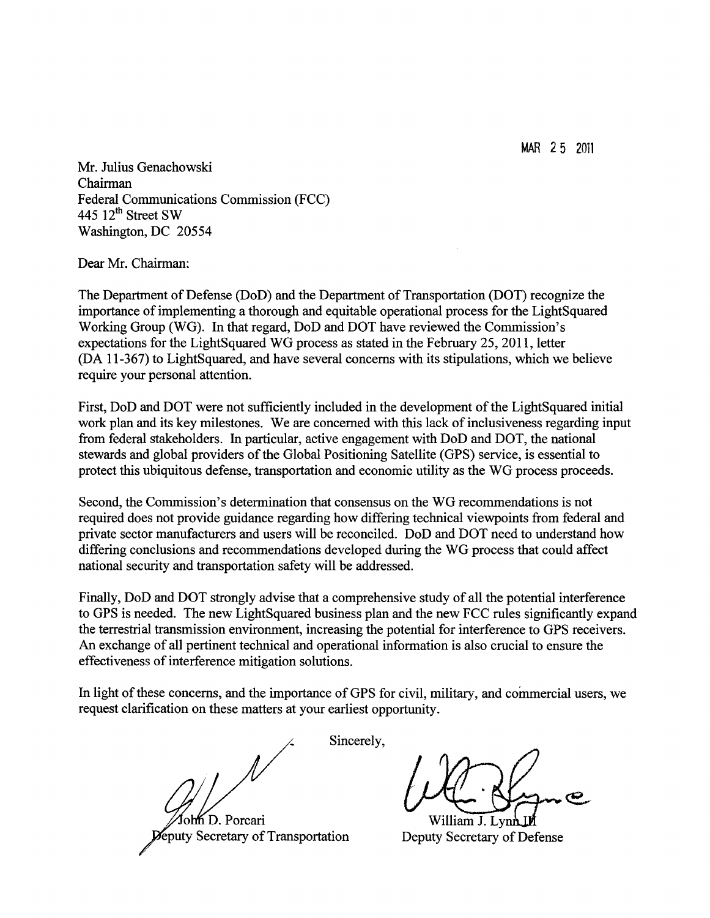MAR 25 2011

Mr. Julius Genachowski
Chairman
Federal Communications Commission (FCC)
445 12th Street SW
Washington, DC 20554

Dear Mr. Chairman:

The Department of Defense (DoD) and the Department of Transportation (DOT) recognize the importance of implementing a thorough and equitable operational process for the LightSquared Working Group (WG). In that regard, DoD and DOT have reviewed the Commission's expectations for the LightSquared WG process as stated in the February 25, 2011, letter (DA 11-367) to LightSquared, and have several concerns with its stipulations, which we believe require your personal attention.

First, DoD and DOT were not sufficiently included in the development of the LightSquared initial work plan and its key milestones. We are concerned with this lack of inclusiveness regarding input from federal stakeholders. In particular, active engagement with DoD and DOT, the national stewards and global providers of the Global Positioning Satellite (GPS) service, is essential to protect this ubiquitous defense, transportation and economic utility as the WG process proceeds.

Second, the Commission's determination that consensus on the WG recommendations is not required does not provide guidance regarding how differing technical viewpoints from federal and private sector manufacturers and users will be reconciled. DoD and DOT need to understand how differing conclusions and recommendations developed during the WG process that could affect national security and transportation safety will be addressed.

Finally, DoD and DOT strongly advise that a comprehensive study of all the potential interference to GPS is needed. The new LightSquared business plan and the new FCC rules significantly expand the terrestrial transmission environment, increasing the potential for interference to GPS receivers. An exchange of all pertinent technical and operational information is also crucial to ensure the effectiveness of interference mitigation solutions.

In light of these concerns, and the importance of GPS for civil, military, and commercial users, we request clarification on these matters at your earliest opportunity.

Sincerely,

John D. Porcari
Deputy Secretary of Transportation

William J. Lynn III
Deputy Secretary of Defense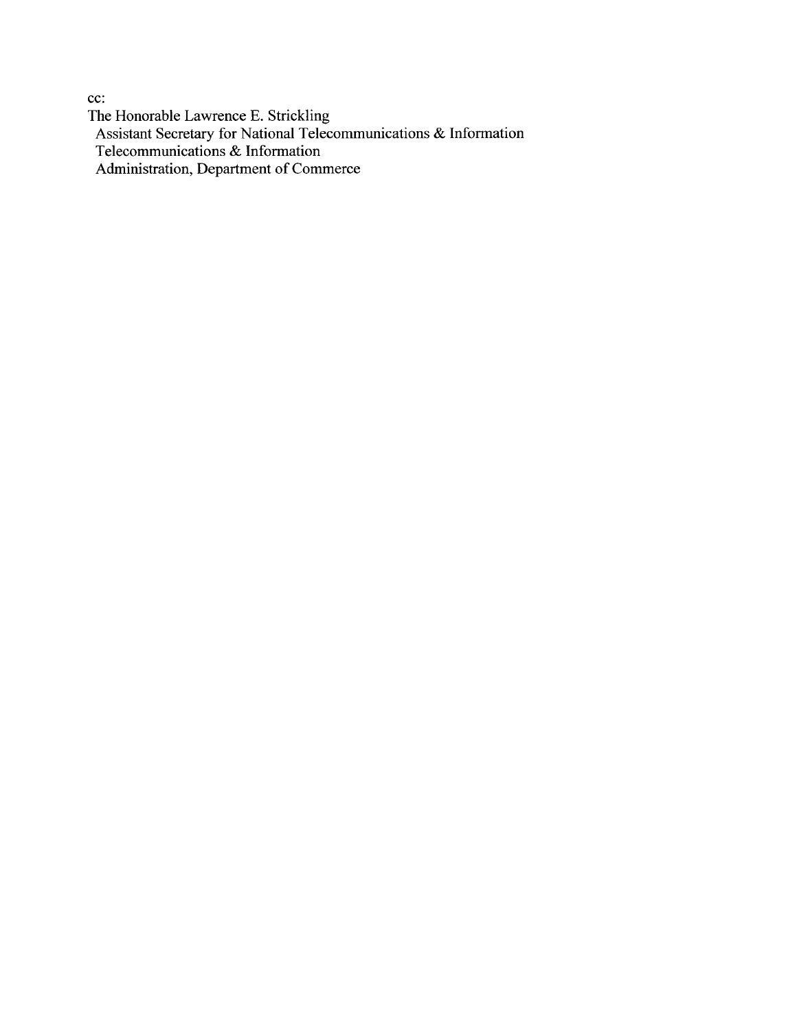cc:

The Honorable Lawrence E. Strickling
  Assistant Secretary for National Telecommunications & Information
  Telecommunications & Information
  Administration, Department of Commerce